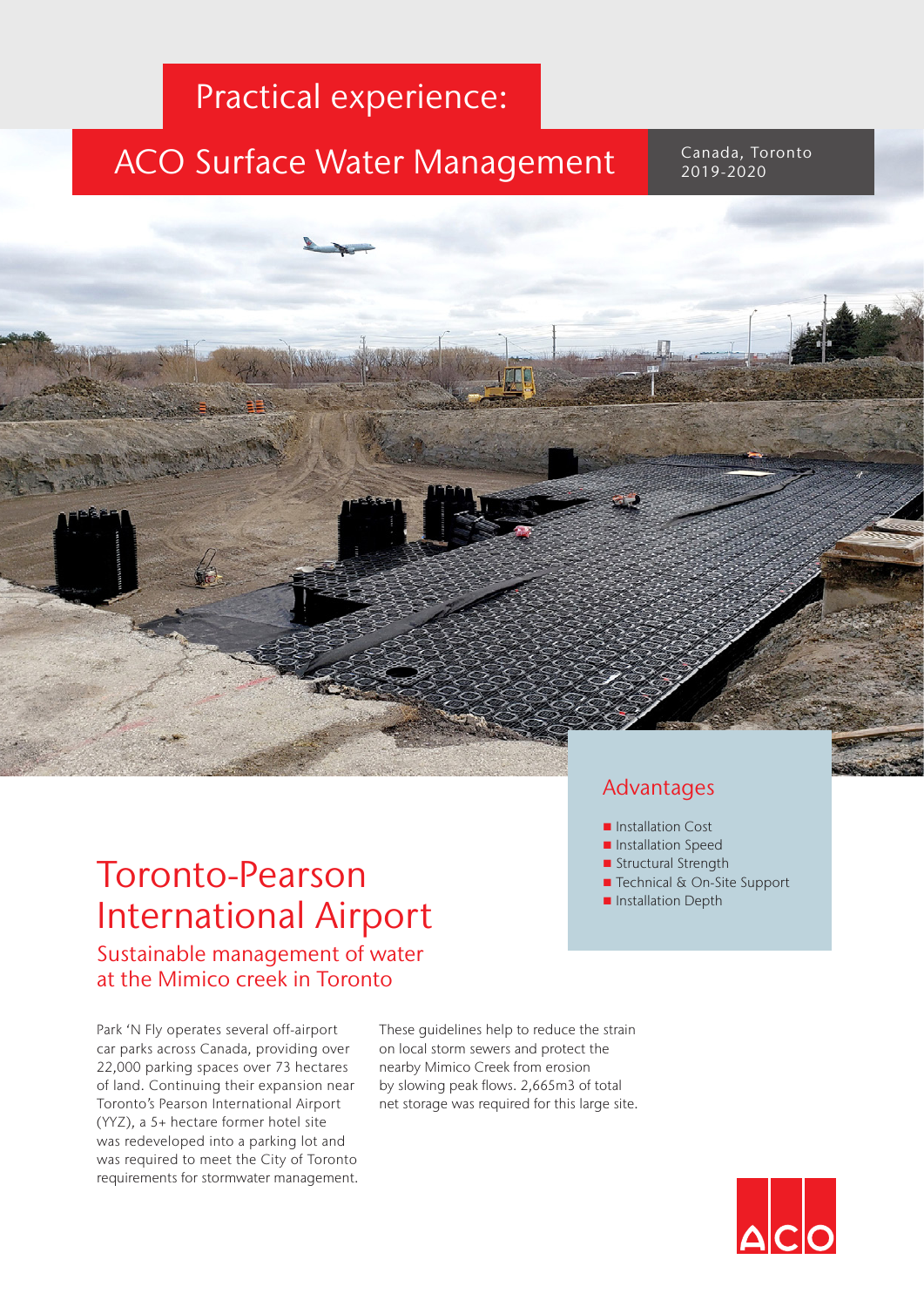Practical experience:

# ACO Surface Water Management

Canada, Toronto
2019-2020

## Advantages

- Installation Cost
- Installation Speed
- Structural Strength
- Technical & On-Site Support
- Installation Depth

# Toronto-Pearson International Airport

## Sustainable management of water at the Mimico creek in Toronto

Park 'N Fly operates several off-airport car parks across Canada, providing over 22,000 parking spaces over 73 hectares of land. Continuing their expansion near Toronto's Pearson International Airport (YYZ), a 5+ hectare former hotel site was redeveloped into a parking lot and was required to meet the City of Toronto requirements for stormwater management.

These guidelines help to reduce the strain on local storm sewers and protect the nearby Mimico Creek from erosion by slowing peak flows. 2,665m3 of total net storage was required for this large site.

ACO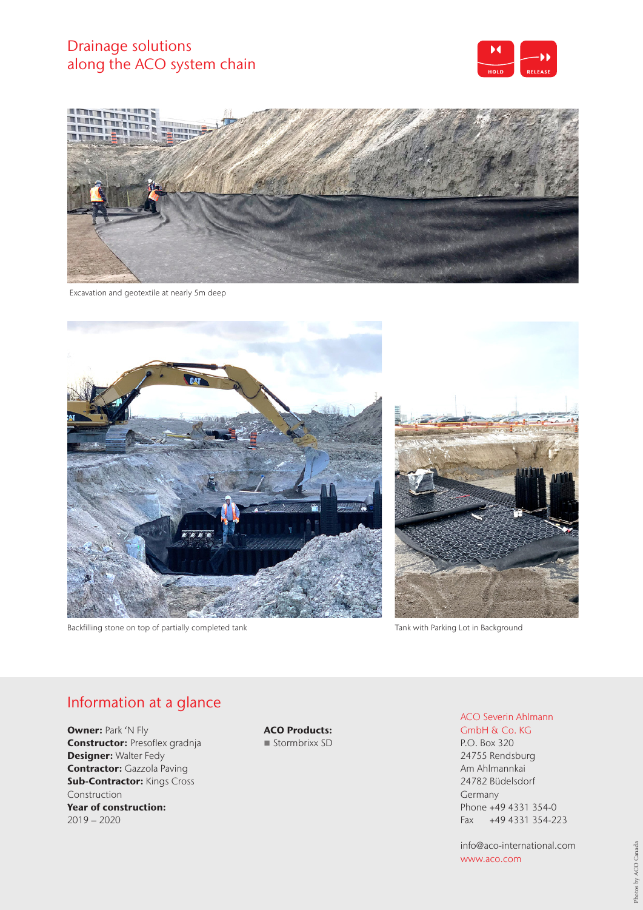# Drainage solutions along the ACO system chain

HOLD RELEASE

Excavation and geotextile at nearly 5m deep

Backfilling stone on top of partially completed tank

Tank with Parking Lot in Background

## Information at a glance

**Owner:** Park 'N Fly
**Constructor:** Presoflex gradnja
**Designer:** Walter Fedy
**Contractor:** Gazzola Paving
**Sub-Contractor:** Kings Cross Construction
**Year of construction:** 2019 – 2020

**ACO Products:**

- Stormbrixx SD

ACO Severin Ahlmann GmbH & Co. KG
P.O. Box 320
24755 Rendsburg
Am Ahlmannkai
24782 Büdelsdorf
Germany
Phone +49 4331 354-0
Fax +49 4331 354-223

info@aco-international.com
www.aco.com

Photos by: ACO Canada